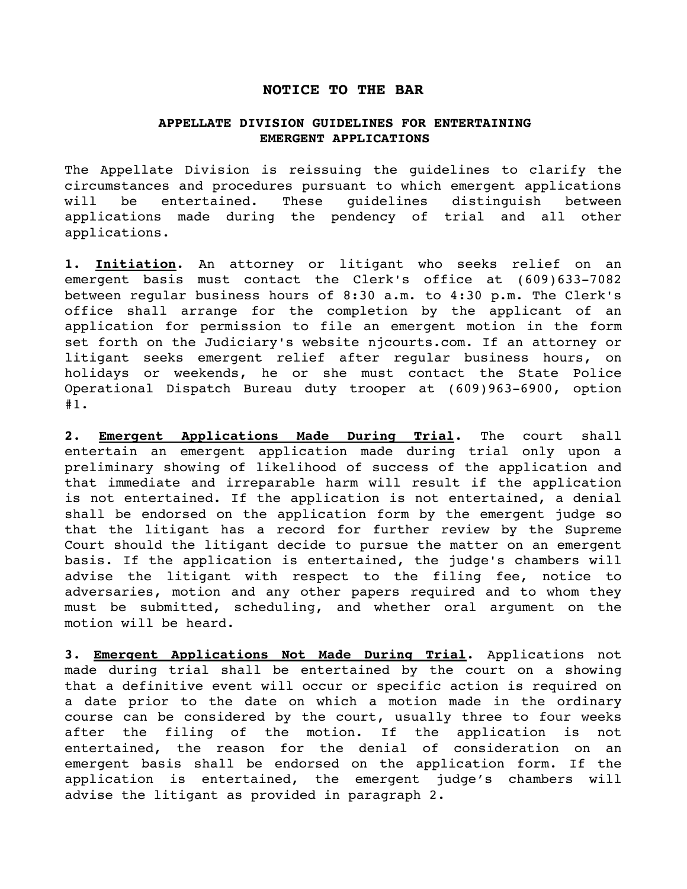# NOTICE TO THE BAR

## APPELLATE DIVISION GUIDELINES FOR ENTERTAINING EMERGENT APPLICATIONS

The Appellate Division is reissuing the guidelines to clarify the circumstances and procedures pursuant to which emergent applications will be entertained. These guidelines distinguish between applications made during the pendency of trial and all other applications.

**1. <u>Initiation</u>.** An attorney or litigant who seeks relief on an emergent basis must contact the Clerk's office at (609)633-7082 between regular business hours of 8:30 a.m. to 4:30 p.m. The Clerk's office shall arrange for the completion by the applicant of an application for permission to file an emergent motion in the form set forth on the Judiciary's website njcourts.com. If an attorney or litigant seeks emergent relief after regular business hours, on holidays or weekends, he or she must contact the State Police Operational Dispatch Bureau duty trooper at (609)963-6900, option #1.

**2. <u>Emergent Applications Made During Trial</u>.** The court shall entertain an emergent application made during trial only upon a preliminary showing of likelihood of success of the application and that immediate and irreparable harm will result if the application is not entertained. If the application is not entertained, a denial shall be endorsed on the application form by the emergent judge so that the litigant has a record for further review by the Supreme Court should the litigant decide to pursue the matter on an emergent basis. If the application is entertained, the judge's chambers will advise the litigant with respect to the filing fee, notice to adversaries, motion and any other papers required and to whom they must be submitted, scheduling, and whether oral argument on the motion will be heard.

**3. <u>Emergent Applications Not Made During Trial</u>.** Applications not made during trial shall be entertained by the court on a showing that a definitive event will occur or specific action is required on a date prior to the date on which a motion made in the ordinary course can be considered by the court, usually three to four weeks after the filing of the motion. If the application is not entertained, the reason for the denial of consideration on an emergent basis shall be endorsed on the application form. If the application is entertained, the emergent judge's chambers will advise the litigant as provided in paragraph 2.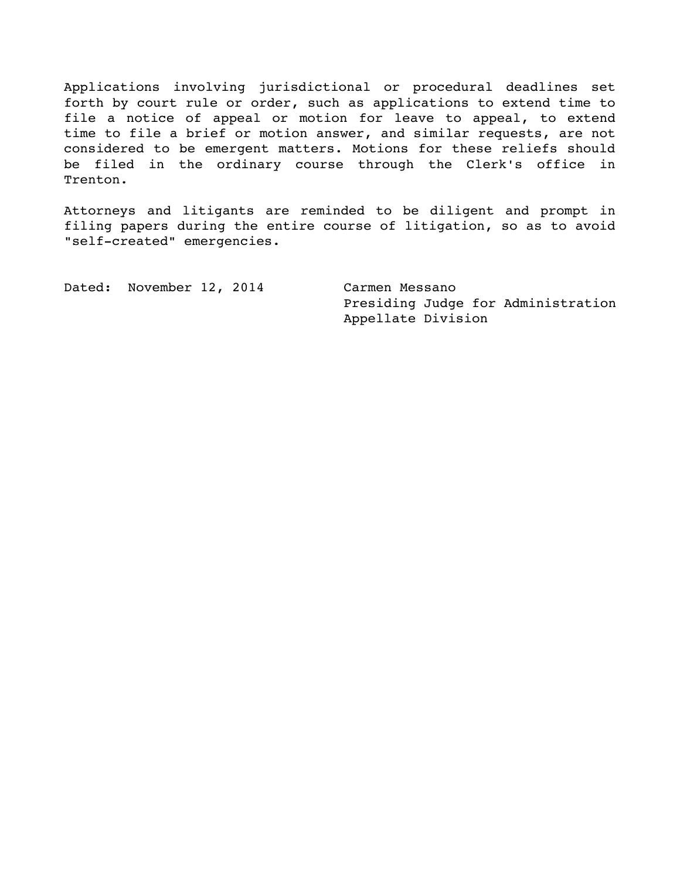Applications involving jurisdictional or procedural deadlines set forth by court rule or order, such as applications to extend time to file a notice of appeal or motion for leave to appeal, to extend time to file a brief or motion answer, and similar requests, are not considered to be emergent matters. Motions for these reliefs should be filed in the ordinary course through the Clerk's office in Trenton.

Attorneys and litigants are reminded to be diligent and prompt in filing papers during the entire course of litigation, so as to avoid "self-created" emergencies.

Dated: November 12, 2014

Carmen Messano
Presiding Judge for Administration
Appellate Division